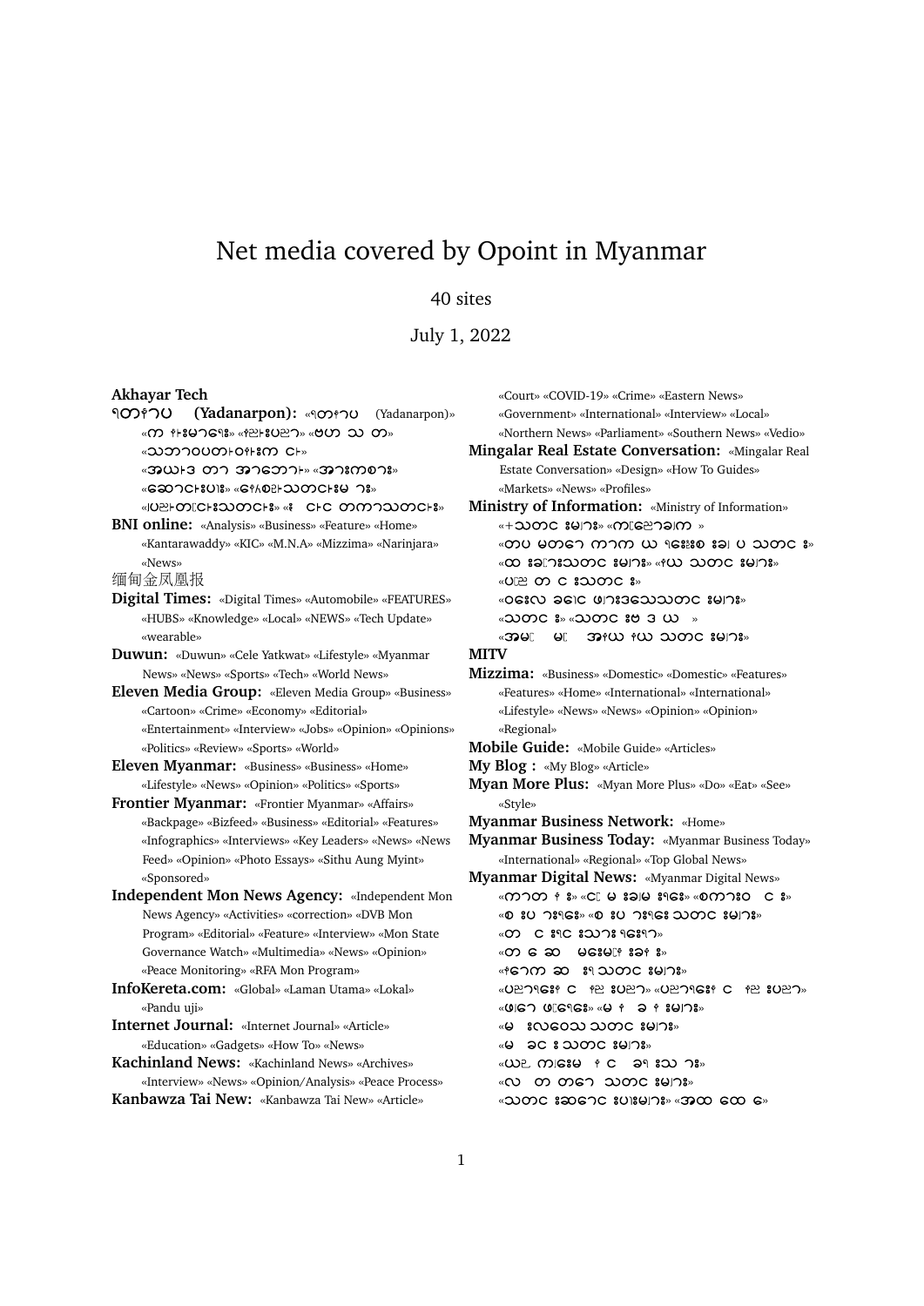# Net media covered by Opoint in Myanmar

40 sites

July 1, 2022

**Akhayar Tech**

**ရတနာပုံ (Yadanarpon):** «ရတနာပုံ (Yadanarpon)» «ကဏ်းမှတ်ချက်» «ဆိုးပညာ» «ဗဟုသုတ» «သဘာဝပတ်ဝန်းကျင်» «အယ်ဒီတာ အာဘော်» «အားကစား» «ဆောင်းပါး» «ဖျော်ဖြေသတင်းမ ား» «ပြည်တွင်းသတင်း» «နိုင်ငံတကာသတင်း»

**BNI online:** «Analysis» «Business» «Feature» «Home» «Kantarawaddy» «KIC» «M.N.A» «Mizzima» «Narinjara» «News»

缅甸金凤凰报

**Digital Times:** «Digital Times» «Automobile» «FEATURES» «HUBS» «Knowledge» «Local» «NEWS» «Tech Update» «wearable»

**Duwun:** «Duwun» «Cele Yatkwat» «Lifestyle» «Myanmar News» «News» «Sports» «Tech» «World News»

**Eleven Media Group:** «Eleven Media Group» «Business» «Cartoon» «Crime» «Economy» «Editorial» «Entertainment» «Interview» «Jobs» «Opinion» «Opinions» «Politics» «Review» «Sports» «World»

**Eleven Myanmar:** «Business» «Business» «Home» «Lifestyle» «News» «Opinion» «Politics» «Sports»

**Frontier Myanmar:** «Frontier Myanmar» «Affairs» «Backpage» «Bizfeed» «Business» «Editorial» «Features» «Infographics» «Interviews» «Key Leaders» «News» «News Feed» «Opinion» «Photo Essays» «Sithu Aung Myint» «Sponsored»

**Independent Mon News Agency:** «Independent Mon News Agency» «Activities» «correction» «DVB Mon Program» «Editorial» «Feature» «Interview» «Mon State Governance Watch» «Multimedia» «News» «Opinion» «Peace Monitoring» «RFA Mon Program»

**InfoKereta.com:** «Global» «Laman Utama» «Lokal» «Pandu uji»

**Internet Journal:** «Internet Journal» «Article» «Education» «Gadgets» «How To» «News»

**Kachinland News:** «Kachinland News» «Archives» «Interview» «News» «Opinion/Analysis» «Peace Process»

**Kanbawza Tai New:** «Kanbawza Tai New» «Article» «Court» «COVID-19» «Crime» «Eastern News» «Government» «International» «Interview» «Local» «Northern News» «Parliament» «Southern News» «Vedio»

**Mingalar Real Estate Conversation:** «Mingalar Real Estate Conversation» «Design» «How To Guides» «Markets» «News» «Profiles»

**Ministry of Information:** «Ministry of Information» «+သတင်းများ» «ကြေငြာချက်» «တပ်မတော် ကာကွယ်ရေးဦးစီးချုပ် သတင်း» «ထုတ်ပြန်ချက်သတင်းများ» «နယ်သတင်းများ» «ပြည်တွင်းသတင်း» «ဝန်ကြီးဌာနဖော်ပြချက်သတင်းများ» «သတင်း» «သတင်းဗီဒီယို» «အမြင်ဖွင့်နယ်သတင်းများ»

**MITV**

**Mizzima:** «Business» «Domestic» «Domestic» «Features» «Features» «Home» «International» «International» «Lifestyle» «News» «News» «Opinion» «Opinion» «Regional»

**Mobile Guide:** «Mobile Guide» «Articles»

**My Blog :** «My Blog» «Article»

**Myan More Plus:** «Myan More Plus» «Do» «Eat» «See» «Style»

**Myanmar Business Network:** «Home»

**Myanmar Business Today:** «Myanmar Business Today» «International» «Regional» «Top Global News»

**Myanmar Digital News:** «Myanmar Digital News» «ကာတွန်း» «ငွေ မှု ချေး» «စကားဝိုင်း» «စီးပွားရေး» «စီးပွားရေး သတင်းများ» «တိုင်းရင်းသားရေးရာ» «တွေ့ဆုံမေးမြန်းခန်း» «နိုင်ငံရေး သတင်းများ» «ပညာရေး နှင့် ကျန်းမာရေး» «ပညာရေးနှင့်ကျန်းမာရေး» «ဖျော်ဖြေရေး» «မှတ်ချက်များ» «မြို့ပြလူနေမှုသတင်းများ» «မြန်မာ့သတင်းများ» «ယဉ်ကျေးမှု နှင့် ဓလေ့သုံး» «လူမှုဘဝ သတင်းများ» «သတင်းဆောင်းပါးများ» «အထွေထွေ»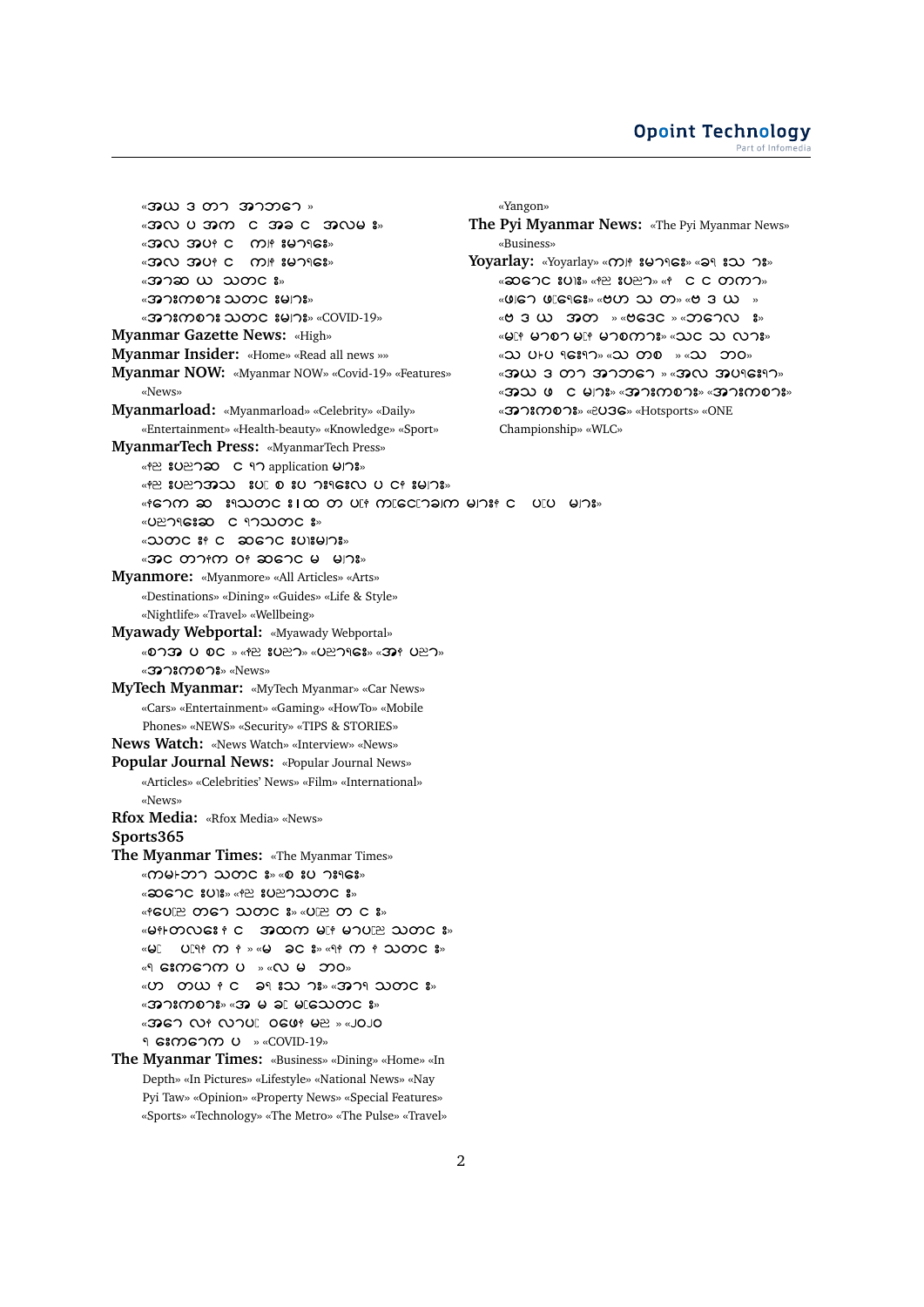«အယ ဒ တာ အာဘော »
«အလ ပ အက င အခ င အလမ း»
«အလ အပ် င ကျ် းမျာ၄ငး»
«အလ အပ် င ကျ် းမျာ၄ငး»
«အာဆ ယ သတင း»
«အားကစား သတင းများ»
«အားကစား သတင းများ» «COVID-19»

**Myanmar Gazette News:** «High»

**Myanmar Insider:** «Home» «Read all news »»

**Myanmar NOW:** «Myanmar NOW» «Covid-19» «Features» «News»

**Myanmarload:** «Myanmarload» «Celebrity» «Daily» «Entertainment» «Health-beauty» «Knowledge» «Sport»

**MyanmarTech Press:** «MyanmarTech Press»
«နည းပညာဆ င ရာ application များ»
«နည းပညာအသ းပ စ းပ ား၄ငးလ ပ င် းများ»
«နောက ဆ း၅သတင း၊ထ တ ပ င် ကပေ၁ါကများ် င ပပ များ»
«ပညာ၄ငးဆ င ရာသတင း»
«သတင း် င ဆ ောင းပါးများ»
«အင တာနက ဝ ဆ ောင မ များ»

**Myanmore:** «Myanmore» «All Articles» «Arts» «Destinations» «Dining» «Guides» «Life & Style» «Nightlife» «Travel» «Wellbeing»

**Myawady Webportal:** «Myawady Webportal»
«စာအ ပ စင » «နည းပညာ» «ပညာ၄ငး» «အ် ပညာ»
«အားကစား» «News»

**MyTech Myanmar:** «MyTech Myanmar» «Car News» «Cars» «Entertainment» «Gaming» «HowTo» «Mobile Phones» «NEWS» «Security» «TIPS & STORIES»

**News Watch:** «News Watch» «Interview» «News»

**Popular Journal News:** «Popular Journal News» «Articles» «Celebrities' News» «Film» «International» «News»

**Rfox Media:** «Rfox Media» «News»

**Sports365**

**The Myanmar Times:** «The Myanmar Times»
«ကမ ဘာ သတင း» «စ းပ ား၄ငး»
«ဆ ောင းပါး» «နည းပညာသတင း»
«နပေည တော သတင း» «ပည တ င း»
«မ် တလငး် င အထက မ ပည သတင း»
«မ ပ၅် က ် » «မ ခင း» «၅် က ် သတင း»
«၅ ငးကောက ပ » «လ မ ဘဝ»
«ဟ တယ ် င ခ၅ းသ ား» «အာ၅ သတင း»
«အားကစား» «အ မ ခ မ သေတင း»
«အော လ လာပ ဝဖေ မည » «၂၀၂၀ ၅ ငးကောက ပ » «COVID-19»

**The Myanmar Times:** «Business» «Dining» «Home» «In Depth» «In Pictures» «Lifestyle» «National News» «Nay Pyi Taw» «Opinion» «Property News» «Special Features» «Sports» «Technology» «The Metro» «The Pulse» «Travel» «Yangon»

**The Pyi Myanmar News:** «The Pyi Myanmar News» «Business»

**Yoyarlay:** «Yoyarlay» «ကျ် းမျာ၄ငး» «ခ၅ းသ ား»
«ဆ ောင းပါး» «နည းပညာ» «် င င တကာ»
«ဖျော ဖ ၄ေငး» «ဗဟ သ တ» «ဗ ဒ ယ »
«ဗ ဒ ယ အတ » «ဗဒေင » «ဘ ောလ း»
«မ် မာစာ မ် မာစကား» «သင သ လား»
«သ ပ ပ ၅ငး၅ာ» «သ တစ » «သ ဘဝ»
«အယ ဒ တာ အာဘော » «အလ အပ၄ငး၅ာ»
«အသ ဖ င များ» «အားကစား» «အားကစား»
«အားကစား» «၉၀၁၆» «Hotsports» «ONE Championship» «WLC»